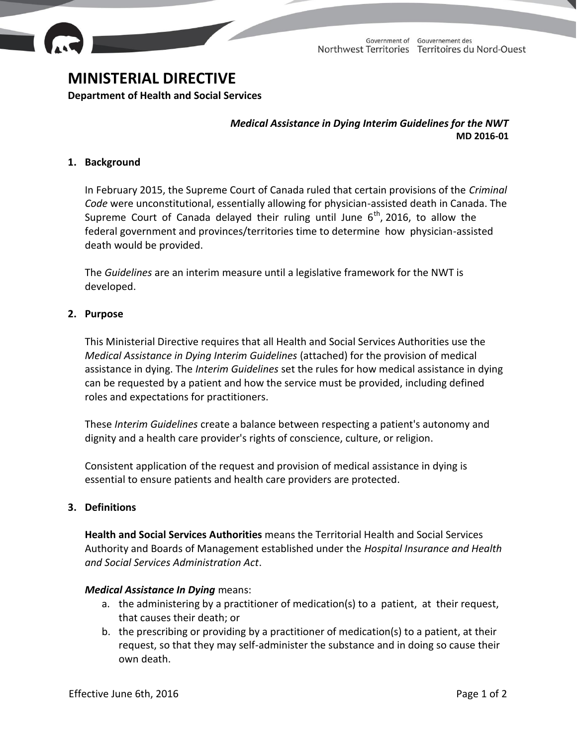Government of Northwest Territories / Gouvernement des Territoires du Nord-Ouest

# MINISTERIAL DIRECTIVE

**Department of Health and Social Services**

***Medical Assistance in Dying Interim Guidelines for the NWT***
**MD 2016-01**

## 1. Background

In February 2015, the Supreme Court of Canada ruled that certain provisions of the *Criminal Code* were unconstitutional, essentially allowing for physician-assisted death in Canada. The Supreme Court of Canada delayed their ruling until June 6th, 2016, to allow the federal government and provinces/territories time to determine how physician-assisted death would be provided.

The *Guidelines* are an interim measure until a legislative framework for the NWT is developed.

## 2. Purpose

This Ministerial Directive requires that all Health and Social Services Authorities use the *Medical Assistance in Dying Interim Guidelines* (attached) for the provision of medical assistance in dying. The *Interim Guidelines* set the rules for how medical assistance in dying can be requested by a patient and how the service must be provided, including defined roles and expectations for practitioners.

These *Interim Guidelines* create a balance between respecting a patient's autonomy and dignity and a health care provider's rights of conscience, culture, or religion.

Consistent application of the request and provision of medical assistance in dying is essential to ensure patients and health care providers are protected.

## 3. Definitions

**Health and Social Services Authorities** means the Territorial Health and Social Services Authority and Boards of Management established under the *Hospital Insurance and Health and Social Services Administration Act*.

***Medical Assistance In Dying*** means:

a. the administering by a practitioner of medication(s) to a patient, at their request, that causes their death; or
b. the prescribing or providing by a practitioner of medication(s) to a patient, at their request, so that they may self-administer the substance and in doing so cause their own death.

Effective June 6th, 2016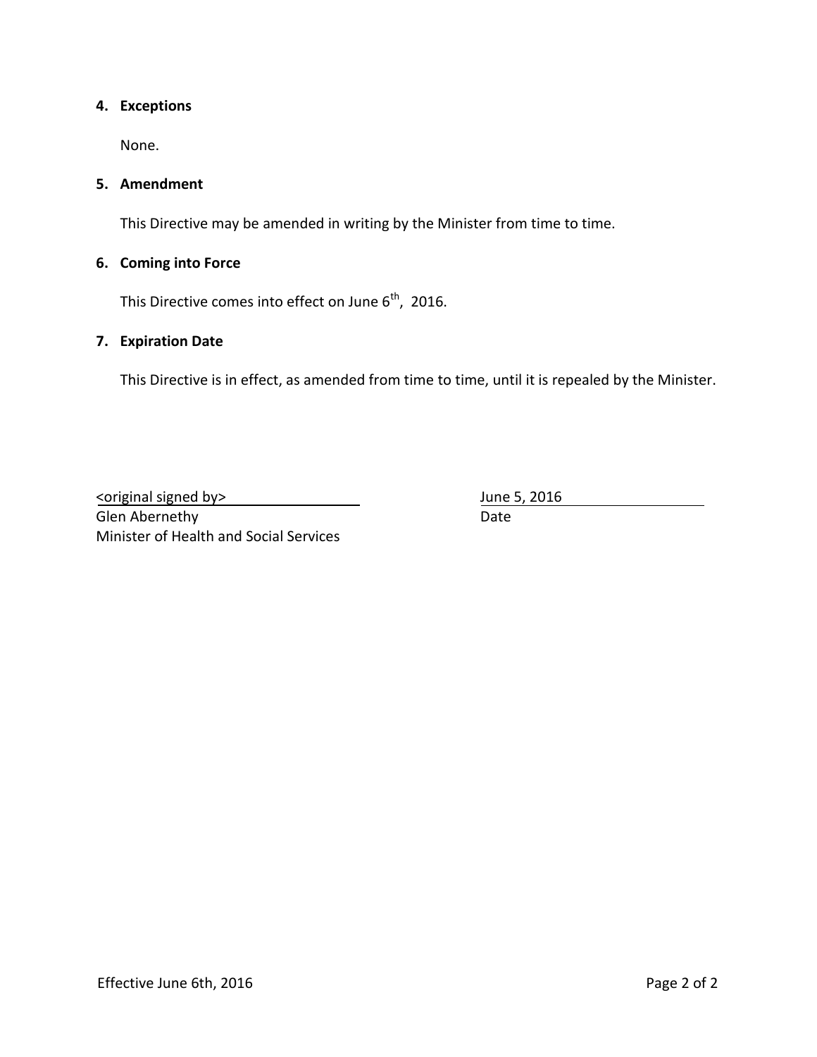**4. Exceptions**

None.

**5. Amendment**

This Directive may be amended in writing by the Minister from time to time.

**6. Coming into Force**

This Directive comes into effect on June 6th, 2016.

**7. Expiration Date**

This Directive is in effect, as amended from time to time, until it is repealed by the Minister.

<original signed by>
Glen Abernethy
Minister of Health and Social Services

June 5, 2016
Date